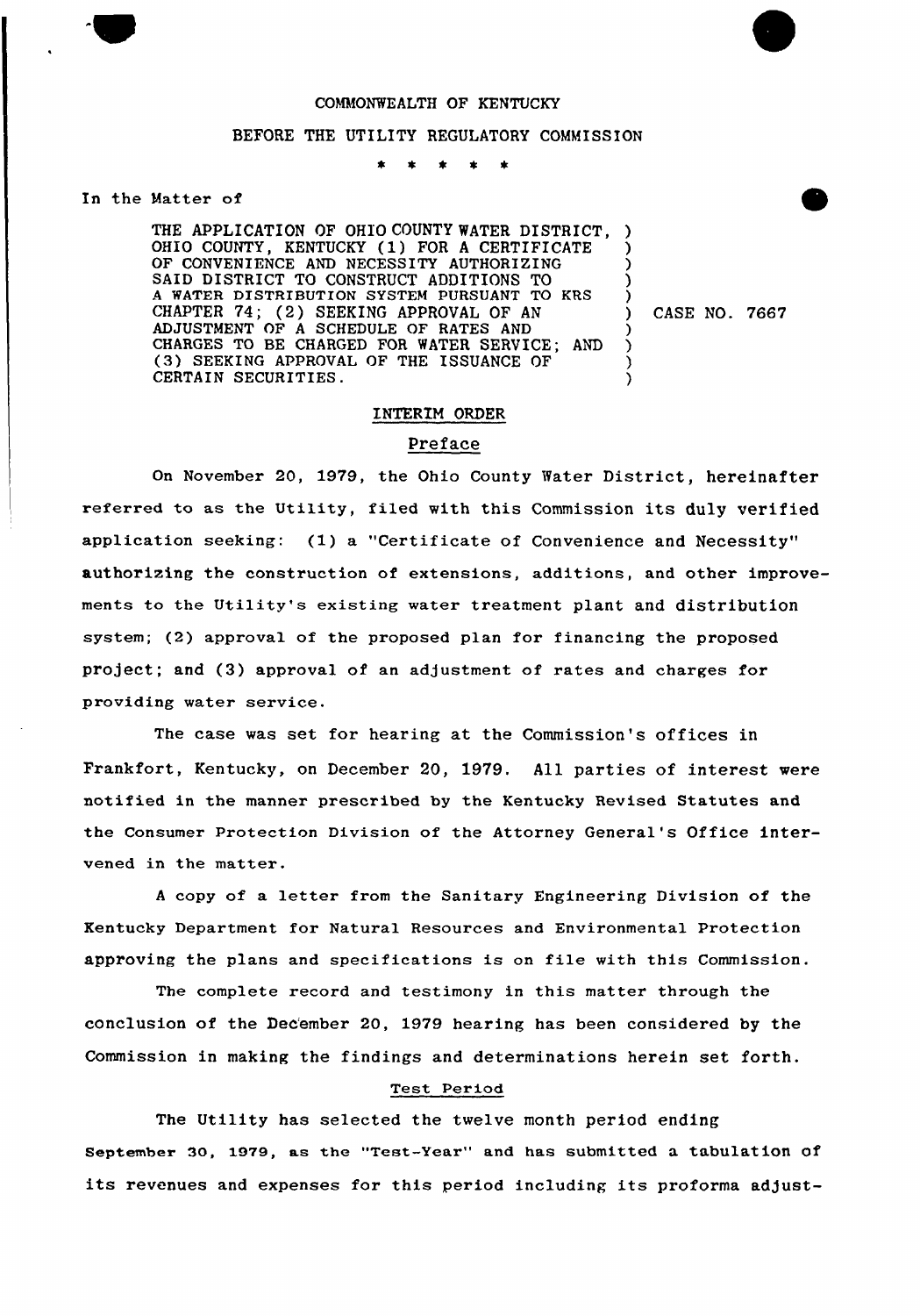COMMONWEALTH OF KENTUCKY

BEFORE THE UTILITY REGULATORY COMMISSION

\* \* \* \* \*

In the Matter of

| | |
|---|---|
| THE APPLICATION OF OHIO COUNTY WATER DISTRICT, OHIO COUNTY, KENTUCKY (1) FOR A CERTIFICATE OF CONVENIENCE AND NECESSITY AUTHORIZING SAID DISTRICT TO CONSTRUCT ADDITIONS TO A WATER DISTRIBUTION SYSTEM PURSUANT TO KRS CHAPTER 74; (2) SEEKING APPROVAL OF AN ADJUSTMENT OF A SCHEDULE OF RATES AND CHARGES TO BE CHARGED FOR WATER SERVICE; AND (3) SEEKING APPROVAL OF THE ISSUANCE OF CERTAIN SECURITIES. | CASE NO. 7667 |

## INTERIM ORDER

### Preface

On November 20, 1979, the Ohio County Water District, hereinafter referred to as the Utility, filed with this Commission its duly verified application seeking: (1) a "Certificate of Convenience and Necessity" authorizing the construction of extensions, additions, and other improvements to the Utility's existing water treatment plant and distribution system; (2) approval of the proposed plan for financing the proposed project; and (3) approval of an adjustment of rates and charges for providing water service.

The case was set for hearing at the Commission's offices in Frankfort, Kentucky, on December 20, 1979. All parties of interest were notified in the manner prescribed by the Kentucky Revised Statutes and the Consumer Protection Division of the Attorney General's Office intervened in the matter.

A copy of a letter from the Sanitary Engineering Division of the Kentucky Department for Natural Resources and Environmental Protection approving the plans and specifications is on file with this Commission.

The complete record and testimony in this matter through the conclusion of the December 20, 1979 hearing has been considered by the Commission in making the findings and determinations herein set forth.

### Test Period

The Utility has selected the twelve month period ending September 30, 1979, as the "Test-Year" and has submitted a tabulation of its revenues and expenses for this period including its proforma adjust-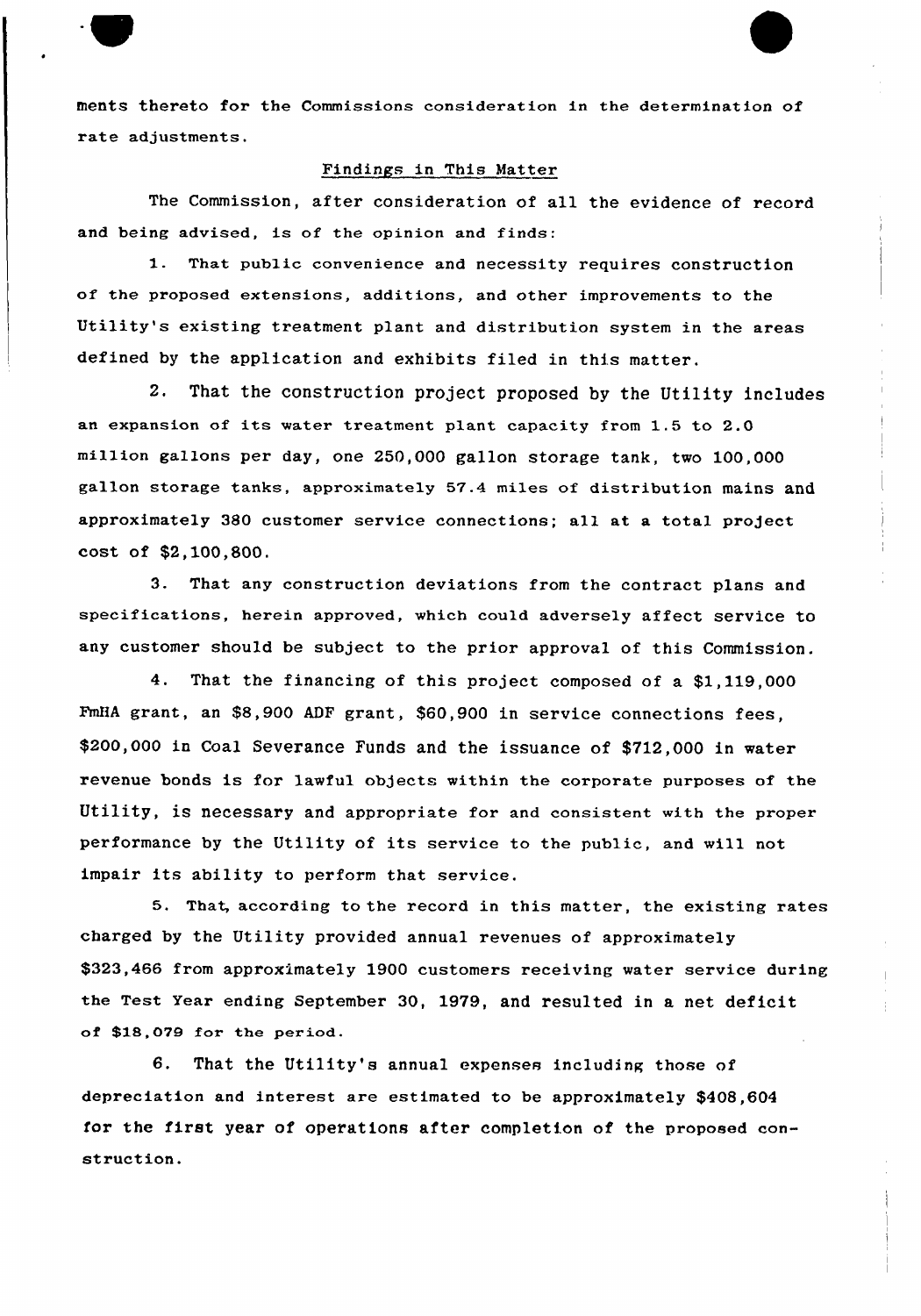ments thereto for the Commissions consideration in the determination of rate adjustments.

## Findings in This Matter

The Commission, after consideration of all the evidence of record and being advised, is of the opinion and finds:

1. That public convenience and necessity requires construction of the proposed extensions, additions, and other improvements to the Utility's existing treatment plant and distribution system in the areas defined by the application and exhibits filed in this matter.

2. That the construction project proposed by the Utility includes an expansion of its water treatment plant capacity from 1.5 to 2.0 million gallons per day, one 250,000 gallon storage tank, two 100,000 gallon storage tanks, approximately 57.4 miles of distribution mains and approximately 380 customer service connections; all at a total project cost of $2,100,800.

3. That any construction deviations from the contract plans and specifications, herein approved, which could adversely affect service to any customer should be subject to the prior approval of this Commission.

4. That the financing of this project composed of a $1,119,000 FmHA grant, an $8,900 ADF grant, $60,900 in service connections fees, $200,000 in Coal Severance Funds and the issuance of $712,000 in water revenue bonds is for lawful objects within the corporate purposes of the Utility, is necessary and appropriate for and consistent with the proper performance by the Utility of its service to the public, and will not impair its ability to perform that service.

5. That, according to the record in this matter, the existing rates charged by the Utility provided annual revenues of approximately $323,466 from approximately 1900 customers receiving water service during the Test Year ending September 30, 1979, and resulted in a net deficit of $18,079 for the period.

6. That the Utility's annual expenses including those of depreciation and interest are estimated to be approximately $408,604 for the first year of operations after completion of the proposed construction.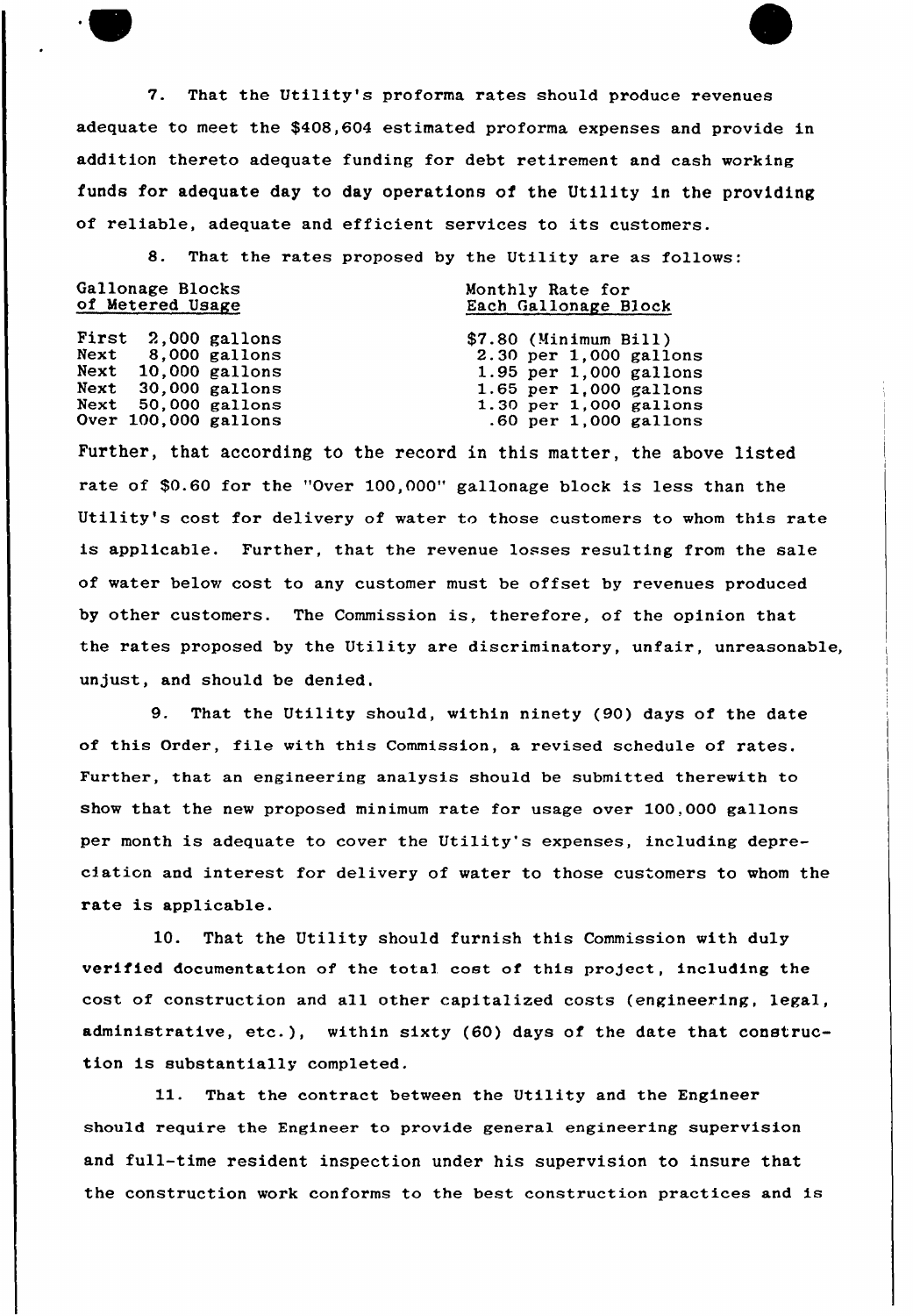7. That the Utility's proforma rates should produce revenues adequate to meet the $408,604 estimated proforma expenses and provide in addition thereto adequate funding for debt retirement and cash working funds for adequate day to day operations of the Utility in the providing of reliable, adequate and efficient services to its customers.

8. That the rates proposed by the Utility are as follows:

| Gallonage Blocks of Metered Usage | Monthly Rate for Each Gallonage Block |
|---|---|
| First 2,000 gallons | $7.80 (Minimum Bill) |
| Next 8,000 gallons | 2.30 per 1,000 gallons |
| Next 10,000 gallons | 1.95 per 1,000 gallons |
| Next 30,000 gallons | 1.65 per 1,000 gallons |
| Next 50,000 gallons | 1.30 per 1,000 gallons |
| Over 100,000 gallons | .60 per 1,000 gallons |

Further, that according to the record in this matter, the above listed rate of $0.60 for the "Over 100,000" gallonage block is less than the Utility's cost for delivery of water to those customers to whom this rate is applicable. Further, that the revenue losses resulting from the sale of water below cost to any customer must be offset by revenues produced by other customers. The Commission is, therefore, of the opinion that the rates proposed by the Utility are discriminatory, unfair, unreasonable, unjust, and should be denied.

9. That the Utility should, within ninety (90) days of the date of this Order, file with this Commission, a revised schedule of rates. Further, that an engineering analysis should be submitted therewith to show that the new proposed minimum rate for usage over 100,000 gallons per month is adequate to cover the Utility's expenses, including depreciation and interest for delivery of water to those customers to whom the rate is applicable.

10. That the Utility should furnish this Commission with duly verified documentation of the total cost of this project, including the cost of construction and all other capitalized costs (engineering, legal, administrative, etc.), within sixty (60) days of the date that construction is substantially completed.

11. That the contract between the Utility and the Engineer should require the Engineer to provide general engineering supervision and full-time resident inspection under his supervision to insure that the construction work conforms to the best construction practices and is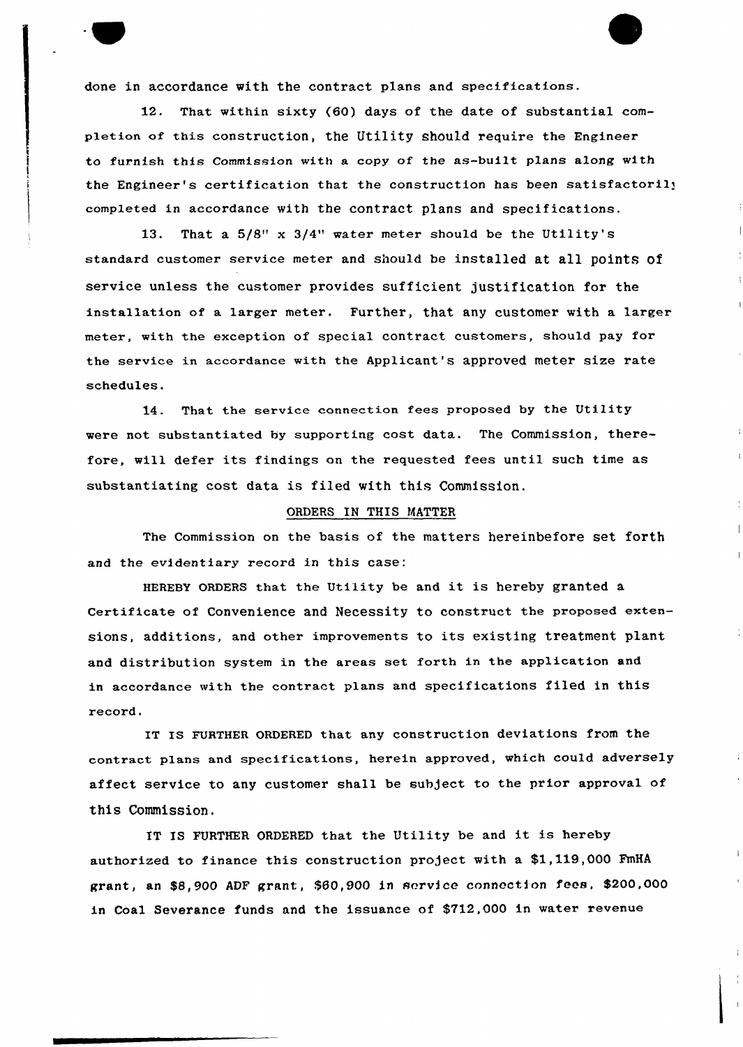done in accordance with the contract plans and specifications.

12. That within sixty (60) days of the date of substantial completion of this construction, the Utility should require the Engineer to furnish this Commission with a copy of the as-built plans along with the Engineer's certification that the construction has been satisfactorily completed in accordance with the contract plans and specifications.

13. That a 5/8" x 3/4" water meter should be the Utility's standard customer service meter and should be installed at all points of service unless the customer provides sufficient justification for the installation of a larger meter. Further, that any customer with a larger meter, with the exception of special contract customers, should pay for the service in accordance with the Applicant's approved meter size rate schedules.

14. That the service connection fees proposed by the Utility were not substantiated by supporting cost data. The Commission, therefore, will defer its findings on the requested fees until such time as substantiating cost data is filed with this Commission.

ORDERS IN THIS MATTER

The Commission on the basis of the matters hereinbefore set forth and the evidentiary record in this case:

HEREBY ORDERS that the Utility be and it is hereby granted a Certificate of Convenience and Necessity to construct the proposed extensions, additions, and other improvements to its existing treatment plant and distribution system in the areas set forth in the application and in accordance with the contract plans and specifications filed in this record.

IT IS FURTHER ORDERED that any construction deviations from the contract plans and specifications, herein approved, which could adversely affect service to any customer shall be subject to the prior approval of this Commission.

IT IS FURTHER ORDERED that the Utility be and it is hereby authorized to finance this construction project with a $1,119,000 FmHA grant, an $8,900 ADF grant, $60,900 in service connection fees, $200,000 in Coal Severance funds and the issuance of $712,000 in water revenue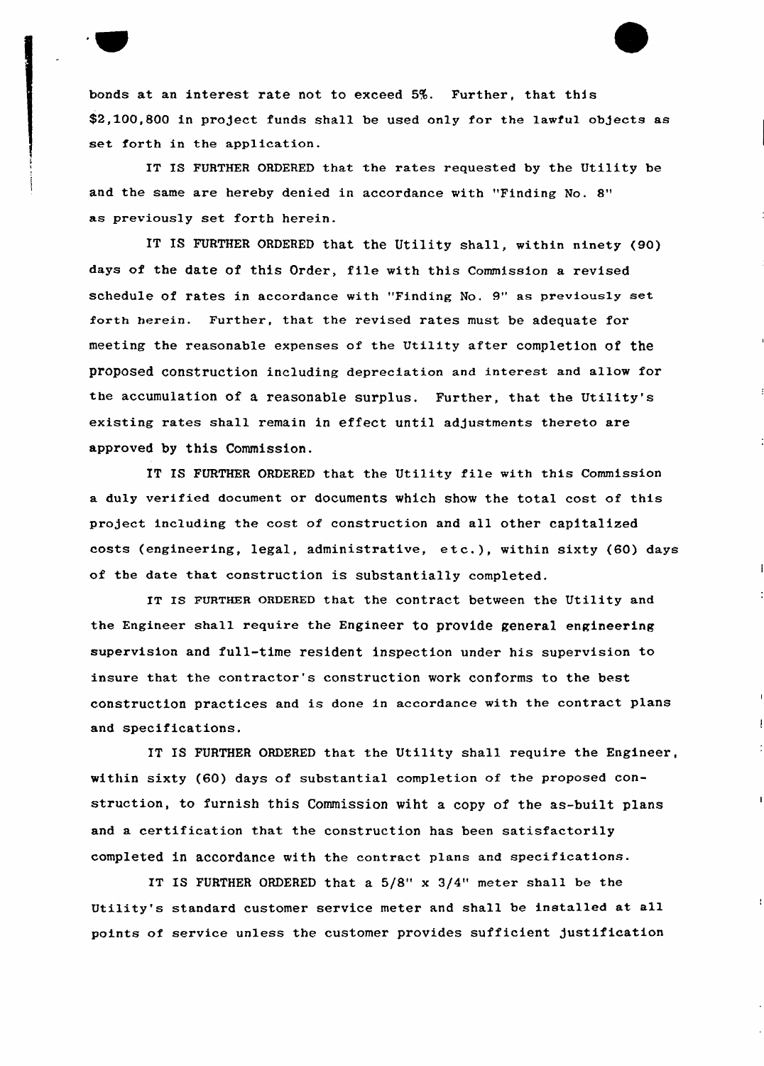bonds at an interest rate not to exceed 5%. Further, that this $2,100,800 in project funds shall be used only for the lawful objects as set forth in the application.

IT IS FURTHER ORDERED that the rates requested by the Utility be and the same are hereby denied in accordance with "Finding No. 8" as previously set forth herein.

IT IS FURTHER ORDERED that the Utility shall, within ninety (90) days of the date of this Order, file with this Commission a revised schedule of rates in accordance with "Finding No. 9" as previously set forth herein. Further, that the revised rates must be adequate for meeting the reasonable expenses of the Utility after completion of the proposed construction including depreciation and interest and allow for the accumulation of a reasonable surplus. Further, that the Utility's existing rates shall remain in effect until adjustments thereto are approved by this Commission.

IT IS FURTHER ORDERED that the Utility file with this Commission a duly verified document or documents which show the total cost of this project including the cost of construction and all other capitalized costs (engineering, legal, administrative, etc.), within sixty (60) days of the date that construction is substantially completed.

IT IS FURTHER ORDERED that the contract between the Utility and the Engineer shall require the Engineer to provide general engineering supervision and full-time resident inspection under his supervision to insure that the contractor's construction work conforms to the best construction practices and is done in accordance with the contract plans and specifications.

IT IS FURTHER ORDERED that the Utility shall require the Engineer, within sixty (60) days of substantial completion of the proposed construction, to furnish this Commission wiht a copy of the as-built plans and a certification that the construction has been satisfactorily completed in accordance with the contract plans and specifications.

IT IS FURTHER ORDERED that a 5/8" x 3/4" meter shall be the Utility's standard customer service meter and shall be installed at all points of service unless the customer provides sufficient justification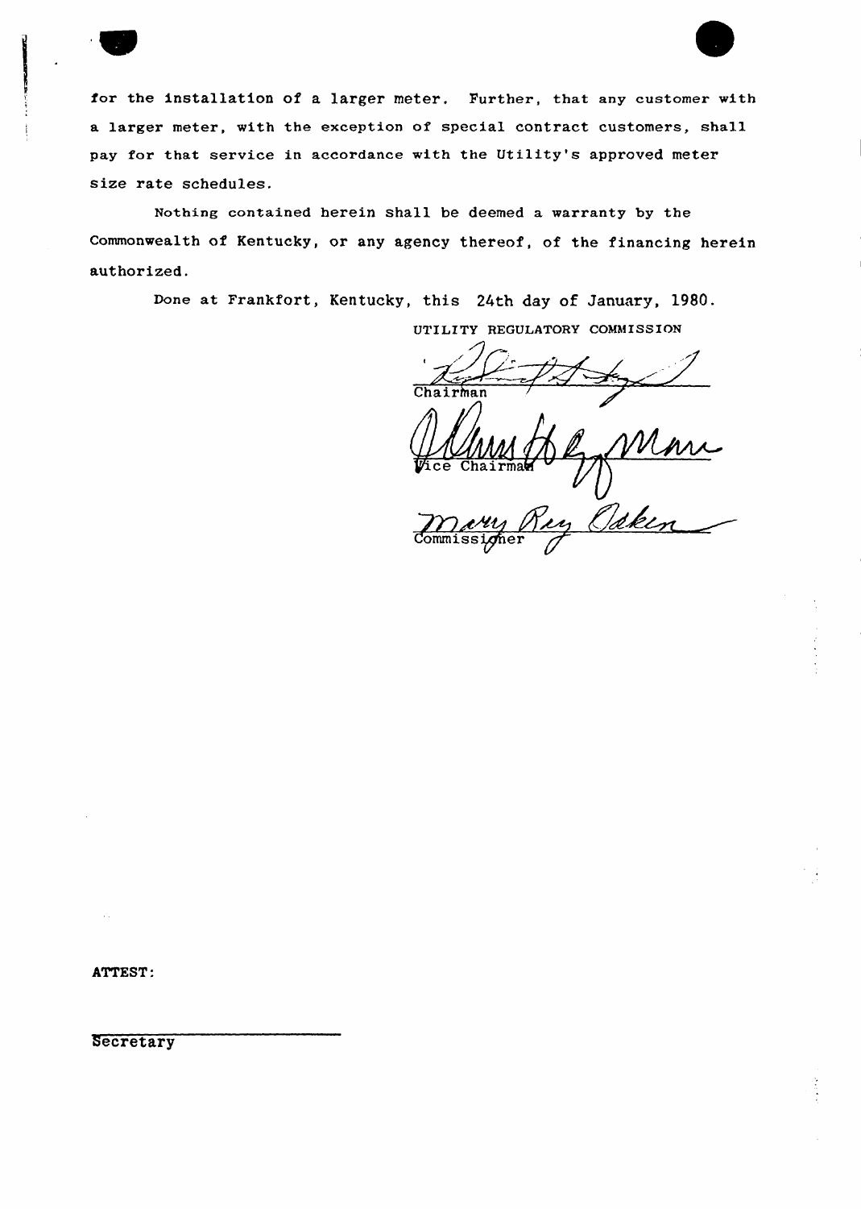for the installation of a larger meter. Further, that any customer with a larger meter, with the exception of special contract customers, shall pay for that service in accordance with the Utility's approved meter size rate schedules.

Nothing contained herein shall be deemed a warranty by the Commonwealth of Kentucky, or any agency thereof, of the financing herein authorized.

Done at Frankfort, Kentucky, this 24th day of January, 1980.

UTILITY REGULATORY COMMISSION

Chairman

Vice Chairman

Commissioner

ATTEST:

Secretary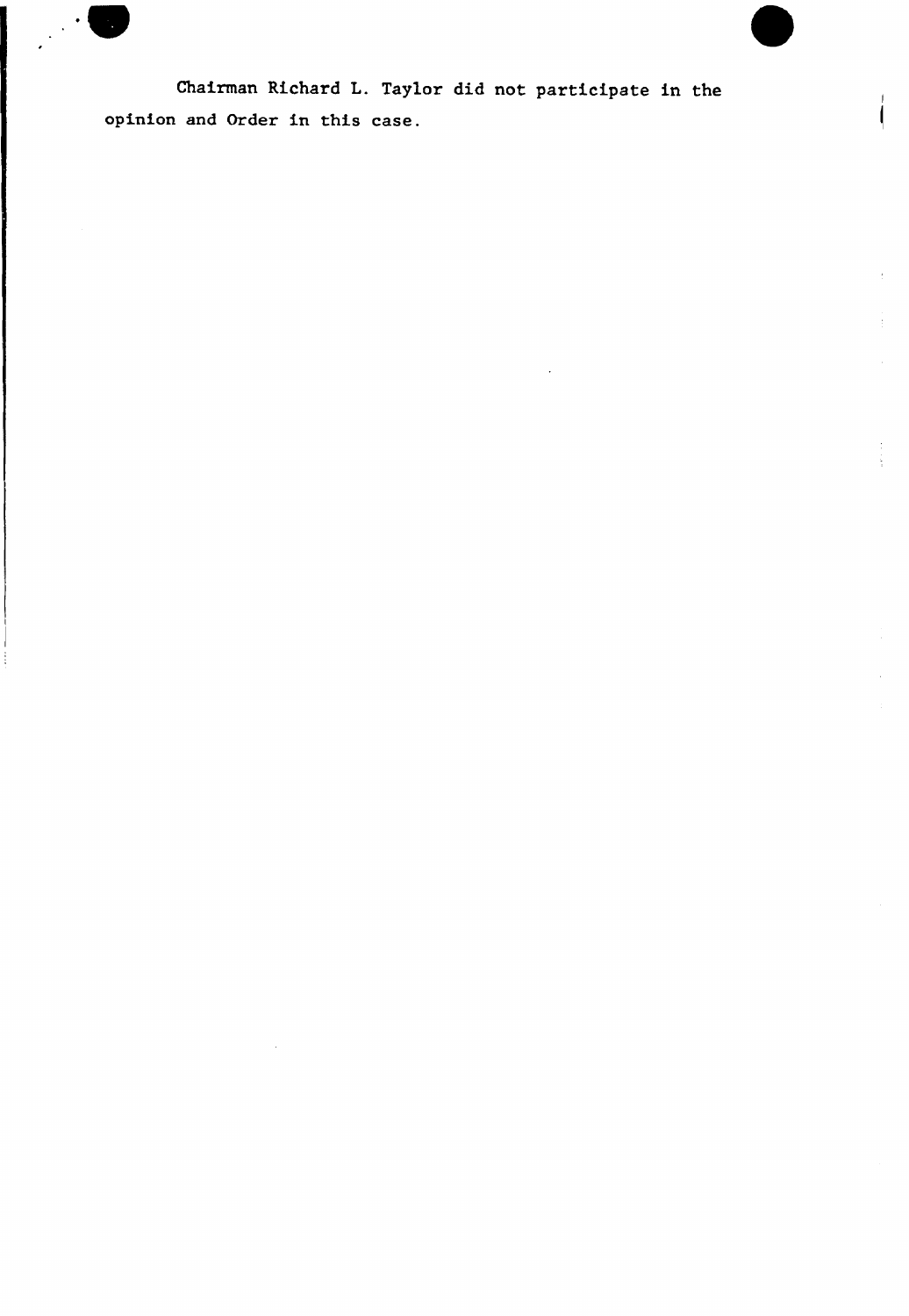Chairman Richard L. Taylor did not participate in the opinion and Order in this case.